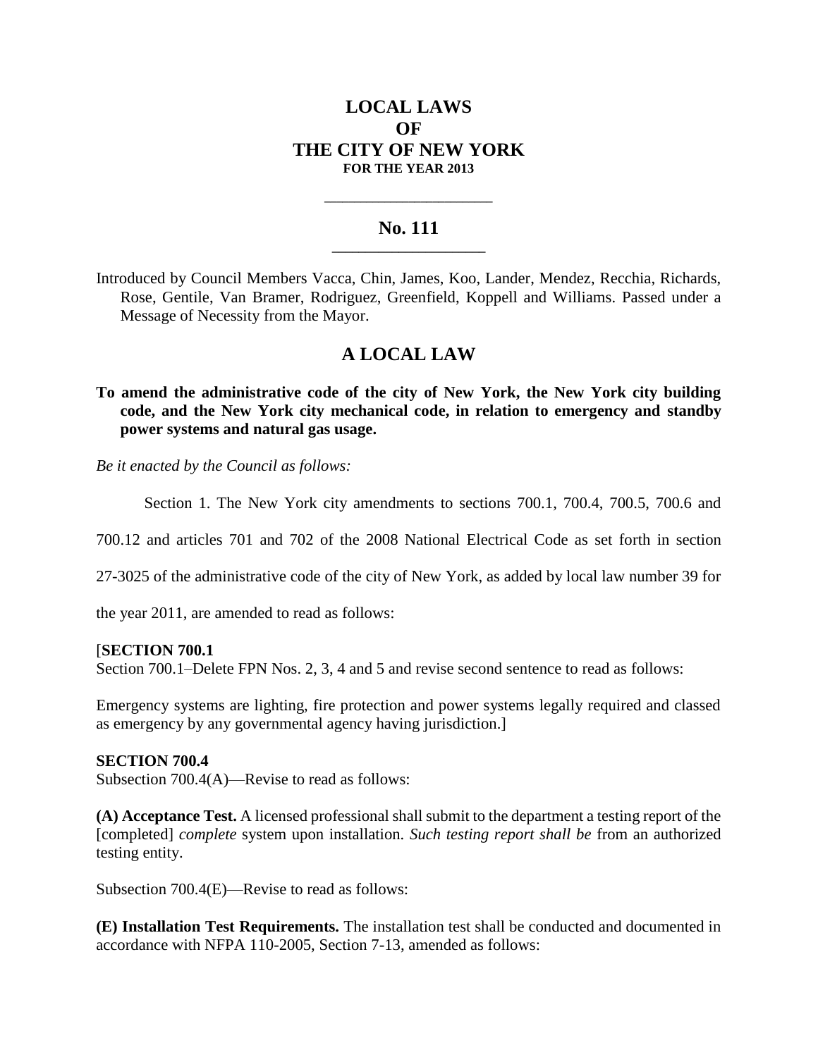# LOCAL LAWS OF THE CITY OF NEW YORK

**FOR THE YEAR 2013**

---

## No. 111

---

Introduced by Council Members Vacca, Chin, James, Koo, Lander, Mendez, Recchia, Richards, Rose, Gentile, Van Bramer, Rodriguez, Greenfield, Koppell and Williams. Passed under a Message of Necessity from the Mayor.

## A LOCAL LAW

**To amend the administrative code of the city of New York, the New York city building code, and the New York city mechanical code, in relation to emergency and standby power systems and natural gas usage.**

*Be it enacted by the Council as follows:*

Section 1. The New York city amendments to sections 700.1, 700.4, 700.5, 700.6 and 700.12 and articles 701 and 702 of the 2008 National Electrical Code as set forth in section 27-3025 of the administrative code of the city of New York, as added by local law number 39 for the year 2011, are amended to read as follows:

[**SECTION 700.1**
Section 700.1–Delete FPN Nos. 2, 3, 4 and 5 and revise second sentence to read as follows:

Emergency systems are lighting, fire protection and power systems legally required and classed as emergency by any governmental agency having jurisdiction.]

**SECTION 700.4**
Subsection 700.4(A)—Revise to read as follows:

**(A) Acceptance Test.** A licensed professional shall submit to the department a testing report of the [completed] *complete* system upon installation. *Such testing report shall be* from an authorized testing entity.

Subsection 700.4(E)—Revise to read as follows:

**(E) Installation Test Requirements.** The installation test shall be conducted and documented in accordance with NFPA 110-2005, Section 7-13, amended as follows: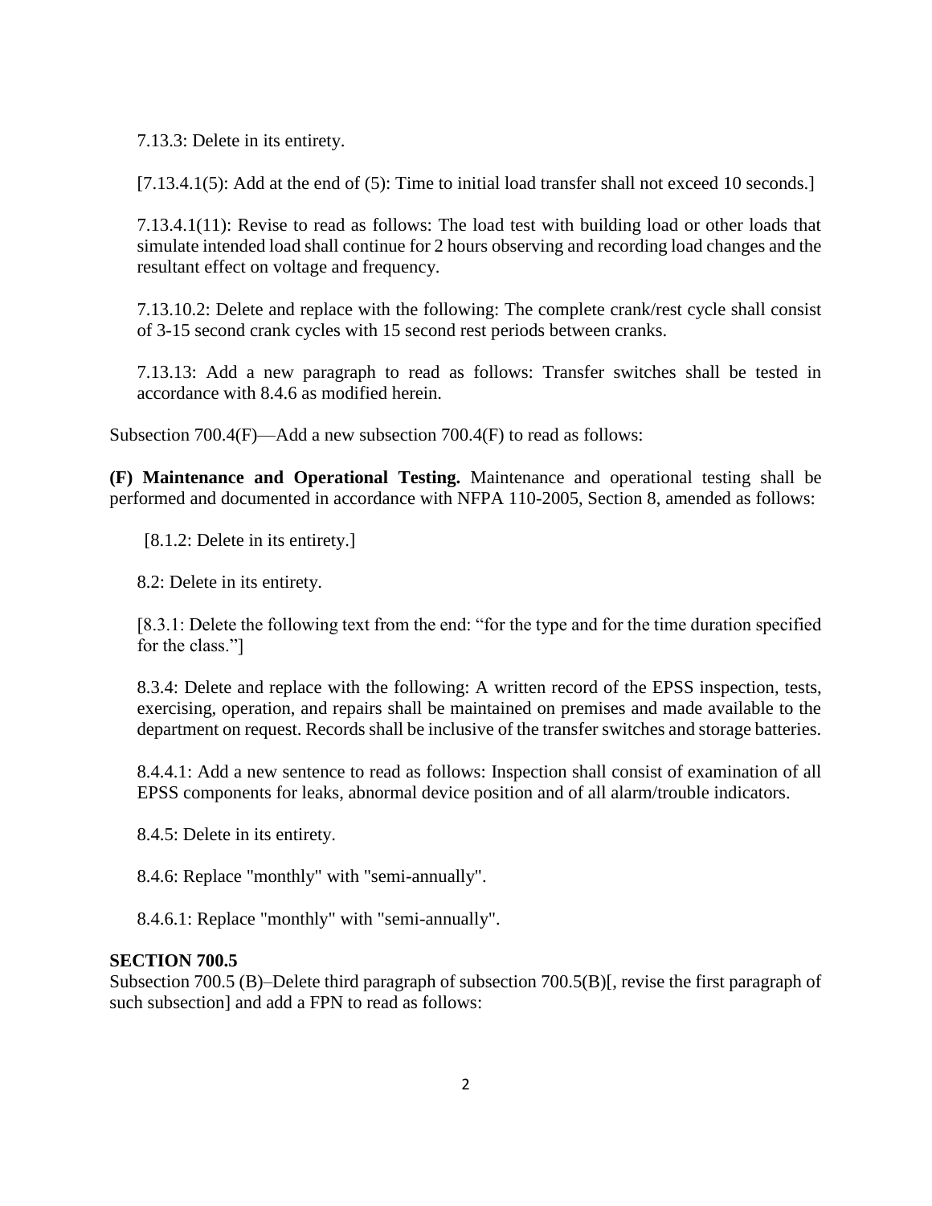7.13.3: Delete in its entirety.

[7.13.4.1(5): Add at the end of (5): Time to initial load transfer shall not exceed 10 seconds.]

7.13.4.1(11): Revise to read as follows: The load test with building load or other loads that simulate intended load shall continue for 2 hours observing and recording load changes and the resultant effect on voltage and frequency.

7.13.10.2: Delete and replace with the following: The complete crank/rest cycle shall consist of 3-15 second crank cycles with 15 second rest periods between cranks.

7.13.13: Add a new paragraph to read as follows: Transfer switches shall be tested in accordance with 8.4.6 as modified herein.

Subsection 700.4(F)—Add a new subsection 700.4(F) to read as follows:

**(F) Maintenance and Operational Testing.** Maintenance and operational testing shall be performed and documented in accordance with NFPA 110-2005, Section 8, amended as follows:

[8.1.2: Delete in its entirety.]

8.2: Delete in its entirety.

[8.3.1: Delete the following text from the end: "for the type and for the time duration specified for the class."]

8.3.4: Delete and replace with the following: A written record of the EPSS inspection, tests, exercising, operation, and repairs shall be maintained on premises and made available to the department on request. Records shall be inclusive of the transfer switches and storage batteries.

8.4.4.1: Add a new sentence to read as follows: Inspection shall consist of examination of all EPSS components for leaks, abnormal device position and of all alarm/trouble indicators.

8.4.5: Delete in its entirety.

8.4.6: Replace "monthly" with "semi-annually".

8.4.6.1: Replace "monthly" with "semi-annually".

**SECTION 700.5**

Subsection 700.5 (B)–Delete third paragraph of subsection 700.5(B)[, revise the first paragraph of such subsection] and add a FPN to read as follows: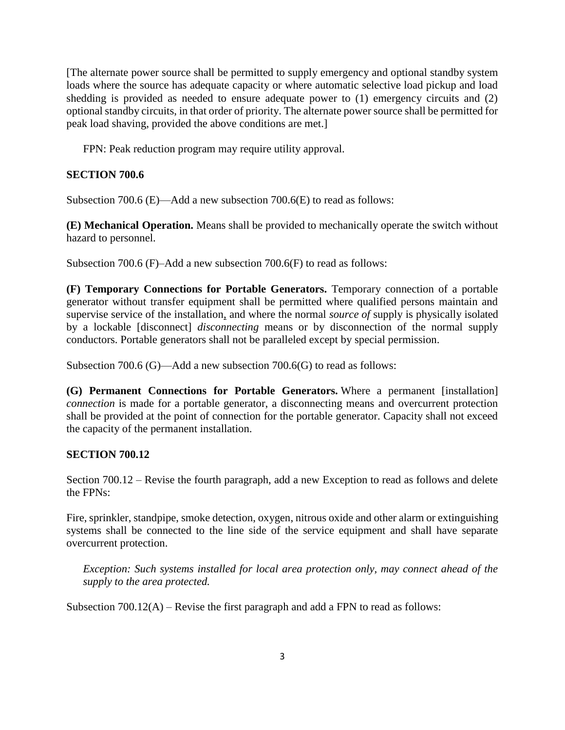[The alternate power source shall be permitted to supply emergency and optional standby system loads where the source has adequate capacity or where automatic selective load pickup and load shedding is provided as needed to ensure adequate power to (1) emergency circuits and (2) optional standby circuits, in that order of priority. The alternate power source shall be permitted for peak load shaving, provided the above conditions are met.]

FPN: Peak reduction program may require utility approval.

**SECTION 700.6**

Subsection 700.6 (E)—Add a new subsection 700.6(E) to read as follows:

**(E) Mechanical Operation.** Means shall be provided to mechanically operate the switch without hazard to personnel.

Subsection 700.6 (F)–Add a new subsection 700.6(F) to read as follows:

**(F) Temporary Connections for Portable Generators.** Temporary connection of a portable generator without transfer equipment shall be permitted where qualified persons maintain and supervise service of the installation, and where the normal *source of* supply is physically isolated by a lockable [disconnect] *disconnecting* means or by disconnection of the normal supply conductors. Portable generators shall not be paralleled except by special permission.

Subsection 700.6 (G)—Add a new subsection 700.6(G) to read as follows:

**(G) Permanent Connections for Portable Generators.** Where a permanent [installation] *connection* is made for a portable generator, a disconnecting means and overcurrent protection shall be provided at the point of connection for the portable generator. Capacity shall not exceed the capacity of the permanent installation.

**SECTION 700.12**

Section 700.12 – Revise the fourth paragraph, add a new Exception to read as follows and delete the FPNs:

Fire, sprinkler, standpipe, smoke detection, oxygen, nitrous oxide and other alarm or extinguishing systems shall be connected to the line side of the service equipment and shall have separate overcurrent protection.

*Exception: Such systems installed for local area protection only, may connect ahead of the supply to the area protected.*

Subsection 700.12(A) – Revise the first paragraph and add a FPN to read as follows: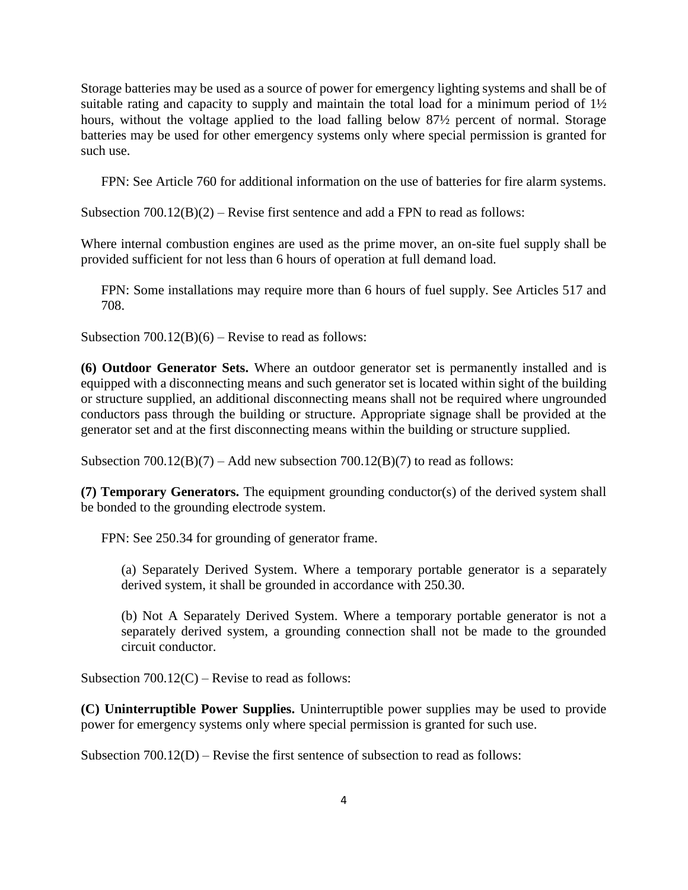Storage batteries may be used as a source of power for emergency lighting systems and shall be of suitable rating and capacity to supply and maintain the total load for a minimum period of 1½ hours, without the voltage applied to the load falling below 87½ percent of normal. Storage batteries may be used for other emergency systems only where special permission is granted for such use.

FPN: See Article 760 for additional information on the use of batteries for fire alarm systems.

Subsection 700.12(B)(2) – Revise first sentence and add a FPN to read as follows:

Where internal combustion engines are used as the prime mover, an on-site fuel supply shall be provided sufficient for not less than 6 hours of operation at full demand load.

FPN: Some installations may require more than 6 hours of fuel supply. See Articles 517 and 708.

Subsection 700.12(B)(6) – Revise to read as follows:

**(6) Outdoor Generator Sets.** Where an outdoor generator set is permanently installed and is equipped with a disconnecting means and such generator set is located within sight of the building or structure supplied, an additional disconnecting means shall not be required where ungrounded conductors pass through the building or structure. Appropriate signage shall be provided at the generator set and at the first disconnecting means within the building or structure supplied.

Subsection 700.12(B)(7) – Add new subsection 700.12(B)(7) to read as follows:

**(7) Temporary Generators.** The equipment grounding conductor(s) of the derived system shall be bonded to the grounding electrode system.

FPN: See 250.34 for grounding of generator frame.

(a) Separately Derived System. Where a temporary portable generator is a separately derived system, it shall be grounded in accordance with 250.30.

(b) Not A Separately Derived System. Where a temporary portable generator is not a separately derived system, a grounding connection shall not be made to the grounded circuit conductor.

Subsection 700.12(C) – Revise to read as follows:

**(C) Uninterruptible Power Supplies.** Uninterruptible power supplies may be used to provide power for emergency systems only where special permission is granted for such use.

Subsection 700.12(D) – Revise the first sentence of subsection to read as follows: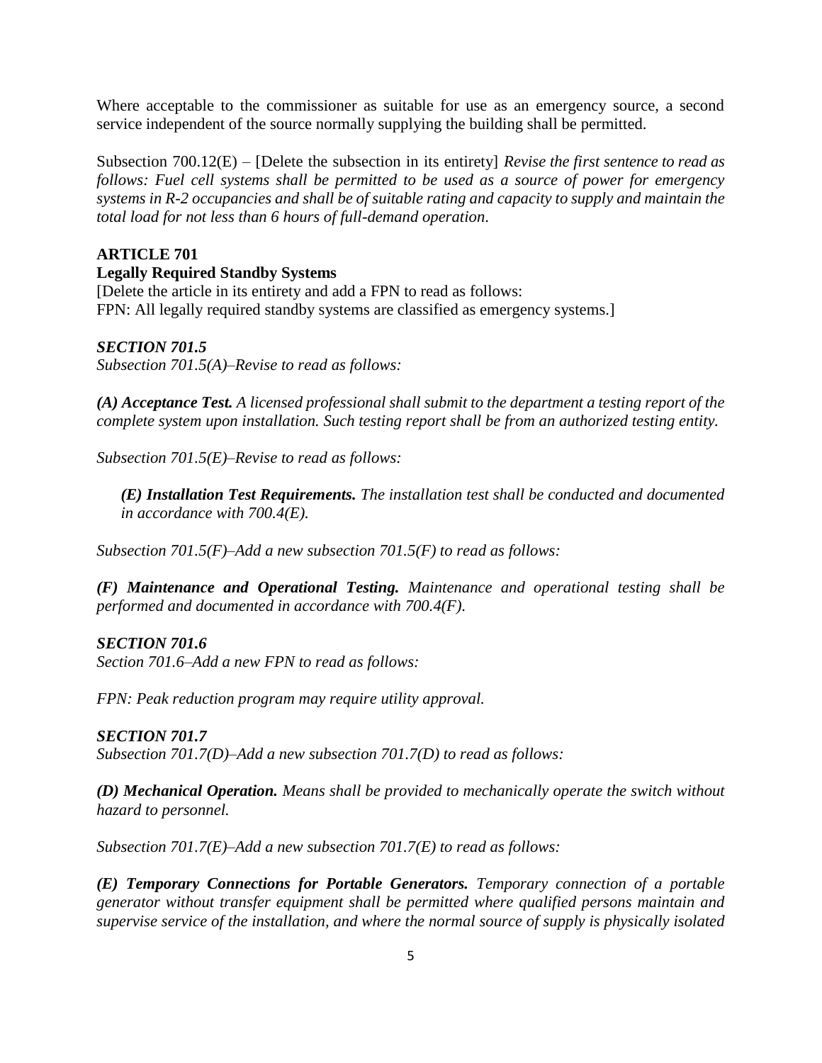Where acceptable to the commissioner as suitable for use as an emergency source, a second service independent of the source normally supplying the building shall be permitted.

Subsection 700.12(E) – [Delete the subsection in its entirety] *Revise the first sentence to read as follows: Fuel cell systems shall be permitted to be used as a source of power for emergency systems in R-2 occupancies and shall be of suitable rating and capacity to supply and maintain the total load for not less than 6 hours of full-demand operation.*

**ARTICLE 701**

**Legally Required Standby Systems**

[Delete the article in its entirety and add a FPN to read as follows:
FPN: All legally required standby systems are classified as emergency systems.]

***SECTION 701.5***

*Subsection 701.5(A)–Revise to read as follows:*

***(A) Acceptance Test.*** *A licensed professional shall submit to the department a testing report of the complete system upon installation. Such testing report shall be from an authorized testing entity.*

*Subsection 701.5(E)–Revise to read as follows:*

> ***(E) Installation Test Requirements.*** *The installation test shall be conducted and documented in accordance with 700.4(E).*

*Subsection 701.5(F)–Add a new subsection 701.5(F) to read as follows:*

***(F) Maintenance and Operational Testing.*** *Maintenance and operational testing shall be performed and documented in accordance with 700.4(F).*

***SECTION 701.6***

*Section 701.6–Add a new FPN to read as follows:*

*FPN: Peak reduction program may require utility approval.*

***SECTION 701.7***

*Subsection 701.7(D)–Add a new subsection 701.7(D) to read as follows:*

***(D) Mechanical Operation.*** *Means shall be provided to mechanically operate the switch without hazard to personnel.*

*Subsection 701.7(E)–Add a new subsection 701.7(E) to read as follows:*

***(E) Temporary Connections for Portable Generators.*** *Temporary connection of a portable generator without transfer equipment shall be permitted where qualified persons maintain and supervise service of the installation, and where the normal source of supply is physically isolated*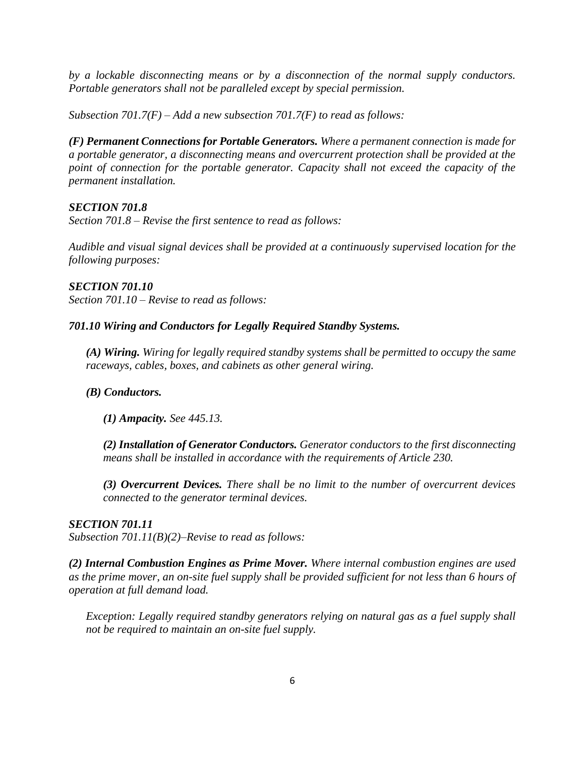*by a lockable disconnecting means or by a disconnection of the normal supply conductors. Portable generators shall not be paralleled except by special permission.*

*Subsection 701.7(F) – Add a new subsection 701.7(F) to read as follows:*

***(F) Permanent Connections for Portable Generators.*** *Where a permanent connection is made for a portable generator, a disconnecting means and overcurrent protection shall be provided at the point of connection for the portable generator. Capacity shall not exceed the capacity of the permanent installation.*

***SECTION 701.8***

*Section 701.8 – Revise the first sentence to read as follows:*

*Audible and visual signal devices shall be provided at a continuously supervised location for the following purposes:*

***SECTION 701.10***

*Section 701.10 – Revise to read as follows:*

***701.10 Wiring and Conductors for Legally Required Standby Systems.***

> ***(A) Wiring.*** *Wiring for legally required standby systems shall be permitted to occupy the same raceways, cables, boxes, and cabinets as other general wiring.*
>
> ***(B) Conductors.***
>
> > ***(1) Ampacity.*** *See 445.13.*
> >
> > ***(2) Installation of Generator Conductors.*** *Generator conductors to the first disconnecting means shall be installed in accordance with the requirements of Article 230.*
> >
> > ***(3) Overcurrent Devices.*** *There shall be no limit to the number of overcurrent devices connected to the generator terminal devices.*

***SECTION 701.11***

*Subsection 701.11(B)(2)–Revise to read as follows:*

***(2) Internal Combustion Engines as Prime Mover.*** *Where internal combustion engines are used as the prime mover, an on-site fuel supply shall be provided sufficient for not less than 6 hours of operation at full demand load.*

> *Exception: Legally required standby generators relying on natural gas as a fuel supply shall not be required to maintain an on-site fuel supply.*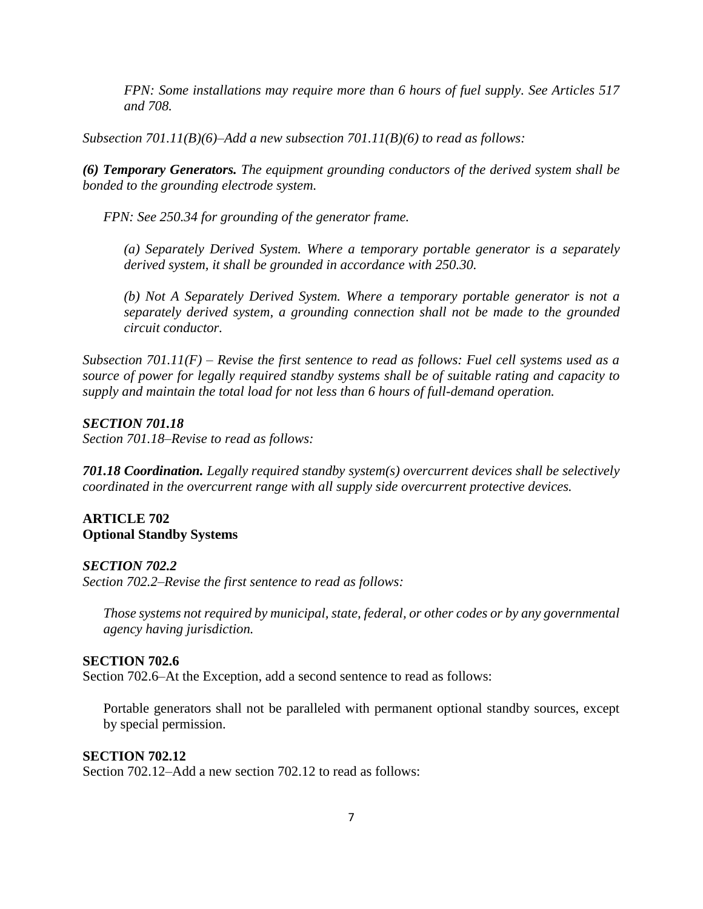*FPN: Some installations may require more than 6 hours of fuel supply. See Articles 517 and 708.*

*Subsection 701.11(B)(6)–Add a new subsection 701.11(B)(6) to read as follows:*

***(6) Temporary Generators.*** *The equipment grounding conductors of the derived system shall be bonded to the grounding electrode system.*

*FPN: See 250.34 for grounding of the generator frame.*

*(a) Separately Derived System. Where a temporary portable generator is a separately derived system, it shall be grounded in accordance with 250.30.*

*(b) Not A Separately Derived System. Where a temporary portable generator is not a separately derived system, a grounding connection shall not be made to the grounded circuit conductor.*

*Subsection 701.11(F) – Revise the first sentence to read as follows: Fuel cell systems used as a source of power for legally required standby systems shall be of suitable rating and capacity to supply and maintain the total load for not less than 6 hours of full-demand operation.*

***SECTION 701.18***

*Section 701.18–Revise to read as follows:*

***701.18 Coordination.*** *Legally required standby system(s) overcurrent devices shall be selectively coordinated in the overcurrent range with all supply side overcurrent protective devices.*

## ARTICLE 702
**Optional Standby Systems**

***SECTION 702.2***

*Section 702.2–Revise the first sentence to read as follows:*

*Those systems not required by municipal, state, federal, or other codes or by any governmental agency having jurisdiction.*

**SECTION 702.6**

Section 702.6–At the Exception, add a second sentence to read as follows:

Portable generators shall not be paralleled with permanent optional standby sources, except by special permission.

**SECTION 702.12**

Section 702.12–Add a new section 702.12 to read as follows: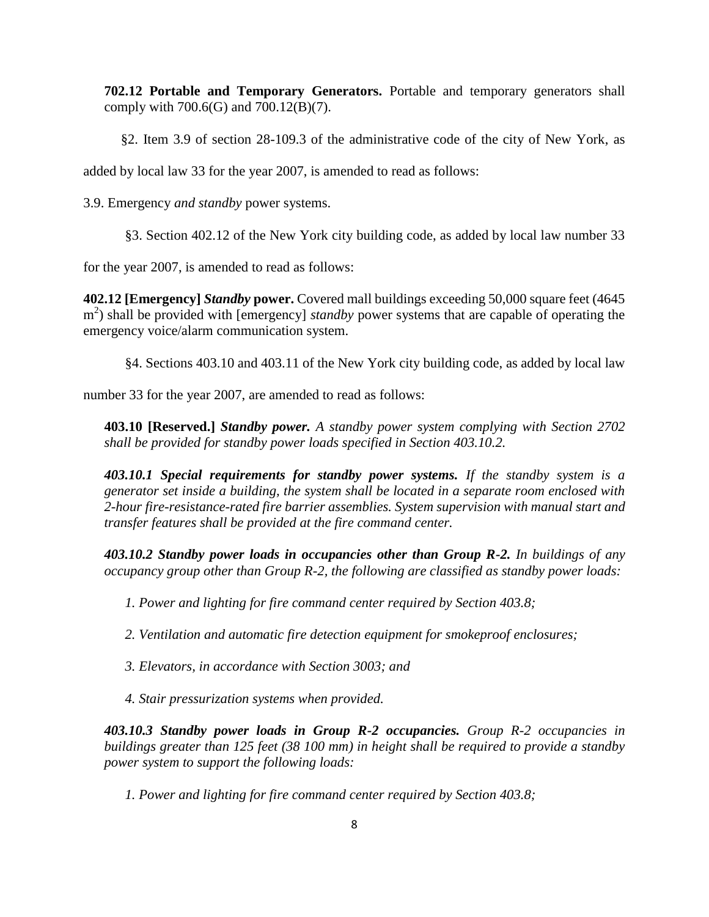**702.12 Portable and Temporary Generators.** Portable and temporary generators shall comply with 700.6(G) and 700.12(B)(7).

§2. Item 3.9 of section 28-109.3 of the administrative code of the city of New York, as added by local law 33 for the year 2007, is amended to read as follows:

3.9. Emergency *and standby* power systems.

§3. Section 402.12 of the New York city building code, as added by local law number 33 for the year 2007, is amended to read as follows:

**402.12 [Emergency]** ***Standby*** **power.** Covered mall buildings exceeding 50,000 square feet (4645 $m^2$) shall be provided with [emergency] *standby* power systems that are capable of operating the emergency voice/alarm communication system.

§4. Sections 403.10 and 403.11 of the New York city building code, as added by local law number 33 for the year 2007, are amended to read as follows:

**403.10 [Reserved.]** ***Standby power.*** *A standby power system complying with Section 2702 shall be provided for standby power loads specified in Section 403.10.2.*

***403.10.1 Special requirements for standby power systems.*** *If the standby system is a generator set inside a building, the system shall be located in a separate room enclosed with 2-hour fire-resistance-rated fire barrier assemblies. System supervision with manual start and transfer features shall be provided at the fire command center.*

***403.10.2 Standby power loads in occupancies other than Group R-2.*** *In buildings of any occupancy group other than Group R-2, the following are classified as standby power loads:*

*1. Power and lighting for fire command center required by Section 403.8;*

*2. Ventilation and automatic fire detection equipment for smokeproof enclosures;*

*3. Elevators, in accordance with Section 3003; and*

*4. Stair pressurization systems when provided.*

***403.10.3 Standby power loads in Group R-2 occupancies.*** *Group R-2 occupancies in buildings greater than 125 feet (38 100 mm) in height shall be required to provide a standby power system to support the following loads:*

*1. Power and lighting for fire command center required by Section 403.8;*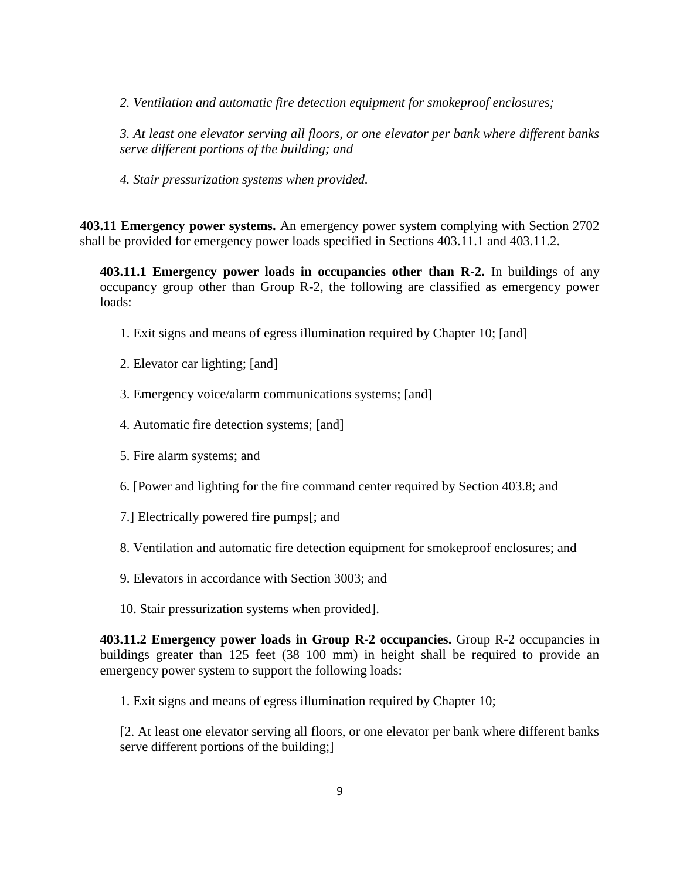*2. Ventilation and automatic fire detection equipment for smokeproof enclosures;*

*3. At least one elevator serving all floors, or one elevator per bank where different banks serve different portions of the building; and*

*4. Stair pressurization systems when provided.*

**403.11 Emergency power systems.** An emergency power system complying with Section 2702 shall be provided for emergency power loads specified in Sections 403.11.1 and 403.11.2.

**403.11.1 Emergency power loads in occupancies other than R-2.** In buildings of any occupancy group other than Group R-2, the following are classified as emergency power loads:

1. Exit signs and means of egress illumination required by Chapter 10; [and]

2. Elevator car lighting; [and]

3. Emergency voice/alarm communications systems; [and]

4. Automatic fire detection systems; [and]

5. Fire alarm systems; and

6. [Power and lighting for the fire command center required by Section 403.8; and

7.] Electrically powered fire pumps[; and

8. Ventilation and automatic fire detection equipment for smokeproof enclosures; and

9. Elevators in accordance with Section 3003; and

10. Stair pressurization systems when provided].

**403.11.2 Emergency power loads in Group R-2 occupancies.** Group R-2 occupancies in buildings greater than 125 feet (38 100 mm) in height shall be required to provide an emergency power system to support the following loads:

1. Exit signs and means of egress illumination required by Chapter 10;

[2. At least one elevator serving all floors, or one elevator per bank where different banks serve different portions of the building;]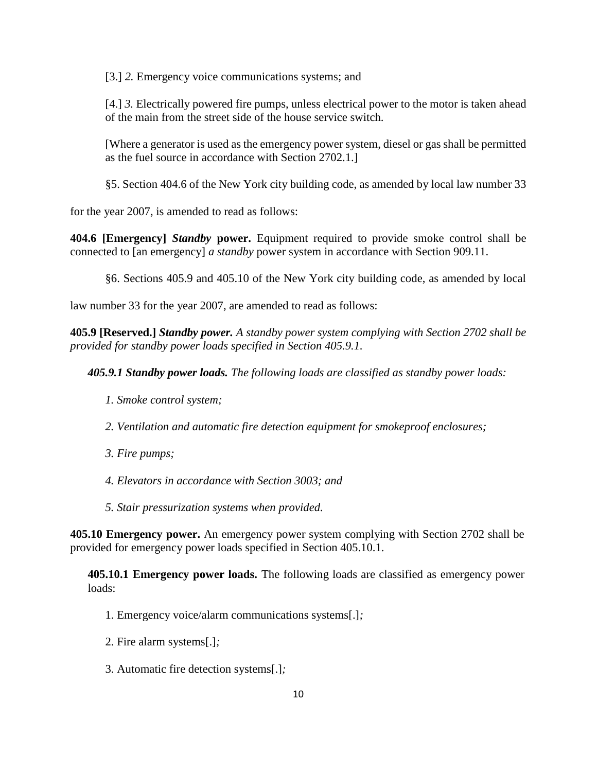[3.] *2.* Emergency voice communications systems; and

[4.] *3.* Electrically powered fire pumps, unless electrical power to the motor is taken ahead of the main from the street side of the house service switch.

[Where a generator is used as the emergency power system, diesel or gas shall be permitted as the fuel source in accordance with Section 2702.1.]

§5. Section 404.6 of the New York city building code, as amended by local law number 33 for the year 2007, is amended to read as follows:

**404.6 [Emergency]** ***Standby*** **power.** Equipment required to provide smoke control shall be connected to [an emergency] *a standby* power system in accordance with Section 909.11.

§6. Sections 405.9 and 405.10 of the New York city building code, as amended by local law number 33 for the year 2007, are amended to read as follows:

**405.9 [Reserved.]** ***Standby power.*** *A standby power system complying with Section 2702 shall be provided for standby power loads specified in Section 405.9.1.*

***405.9.1 Standby power loads.*** *The following loads are classified as standby power loads:*

*1. Smoke control system;*

*2. Ventilation and automatic fire detection equipment for smokeproof enclosures;*

*3. Fire pumps;*

*4. Elevators in accordance with Section 3003; and*

*5. Stair pressurization systems when provided.*

**405.10 Emergency power.** An emergency power system complying with Section 2702 shall be provided for emergency power loads specified in Section 405.10.1.

**405.10.1 Emergency power loads.** The following loads are classified as emergency power loads:

1. Emergency voice/alarm communications systems[.]*;*

2. Fire alarm systems[.]*;*

3. Automatic fire detection systems[.]*;*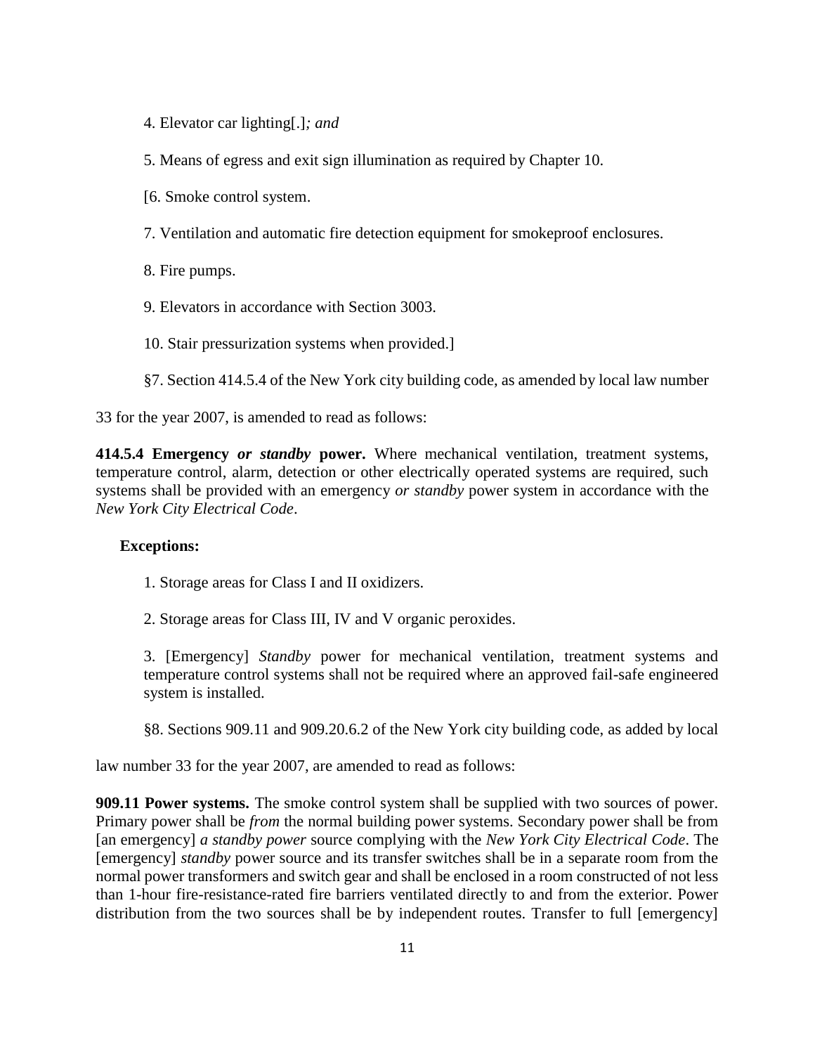4. Elevator car lighting[.]*; and*

5. Means of egress and exit sign illumination as required by Chapter 10.

[6. Smoke control system.

7. Ventilation and automatic fire detection equipment for smokeproof enclosures.

8. Fire pumps.

9. Elevators in accordance with Section 3003.

10. Stair pressurization systems when provided.]

§7. Section 414.5.4 of the New York city building code, as amended by local law number 33 for the year 2007, is amended to read as follows:

**414.5.4 Emergency *or standby* power.** Where mechanical ventilation, treatment systems, temperature control, alarm, detection or other electrically operated systems are required, such systems shall be provided with an emergency *or standby* power system in accordance with the *New York City Electrical Code*.

**Exceptions:**

1. Storage areas for Class I and II oxidizers.

2. Storage areas for Class III, IV and V organic peroxides.

3. [Emergency] *Standby* power for mechanical ventilation, treatment systems and temperature control systems shall not be required where an approved fail-safe engineered system is installed.

§8. Sections 909.11 and 909.20.6.2 of the New York city building code, as added by local law number 33 for the year 2007, are amended to read as follows:

**909.11 Power systems.** The smoke control system shall be supplied with two sources of power. Primary power shall be *from* the normal building power systems. Secondary power shall be from [an emergency] *a standby power* source complying with the *New York City Electrical Code*. The [emergency] *standby* power source and its transfer switches shall be in a separate room from the normal power transformers and switch gear and shall be enclosed in a room constructed of not less than 1-hour fire-resistance-rated fire barriers ventilated directly to and from the exterior. Power distribution from the two sources shall be by independent routes. Transfer to full [emergency]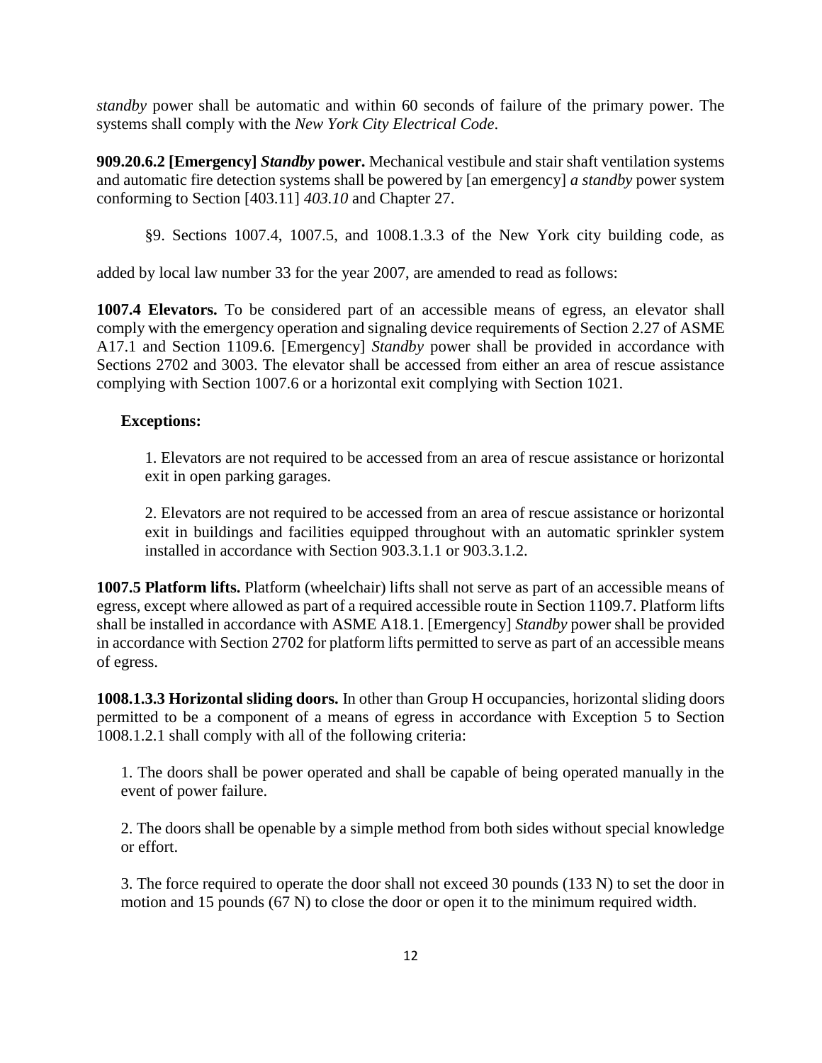*standby* power shall be automatic and within 60 seconds of failure of the primary power. The systems shall comply with the *New York City Electrical Code*.

**909.20.6.2 [Emergency]** ***Standby*** **power.** Mechanical vestibule and stair shaft ventilation systems and automatic fire detection systems shall be powered by [an emergency] *a standby* power system conforming to Section [403.11] *403.10* and Chapter 27.

§9. Sections 1007.4, 1007.5, and 1008.1.3.3 of the New York city building code, as added by local law number 33 for the year 2007, are amended to read as follows:

**1007.4 Elevators.** To be considered part of an accessible means of egress, an elevator shall comply with the emergency operation and signaling device requirements of Section 2.27 of ASME A17.1 and Section 1109.6. [Emergency] *Standby* power shall be provided in accordance with Sections 2702 and 3003. The elevator shall be accessed from either an area of rescue assistance complying with Section 1007.6 or a horizontal exit complying with Section 1021.

**Exceptions:**

1. Elevators are not required to be accessed from an area of rescue assistance or horizontal exit in open parking garages.

2. Elevators are not required to be accessed from an area of rescue assistance or horizontal exit in buildings and facilities equipped throughout with an automatic sprinkler system installed in accordance with Section 903.3.1.1 or 903.3.1.2.

**1007.5 Platform lifts.** Platform (wheelchair) lifts shall not serve as part of an accessible means of egress, except where allowed as part of a required accessible route in Section 1109.7. Platform lifts shall be installed in accordance with ASME A18.1. [Emergency] *Standby* power shall be provided in accordance with Section 2702 for platform lifts permitted to serve as part of an accessible means of egress.

**1008.1.3.3 Horizontal sliding doors.** In other than Group H occupancies, horizontal sliding doors permitted to be a component of a means of egress in accordance with Exception 5 to Section 1008.1.2.1 shall comply with all of the following criteria:

1. The doors shall be power operated and shall be capable of being operated manually in the event of power failure.

2. The doors shall be openable by a simple method from both sides without special knowledge or effort.

3. The force required to operate the door shall not exceed 30 pounds (133 N) to set the door in motion and 15 pounds (67 N) to close the door or open it to the minimum required width.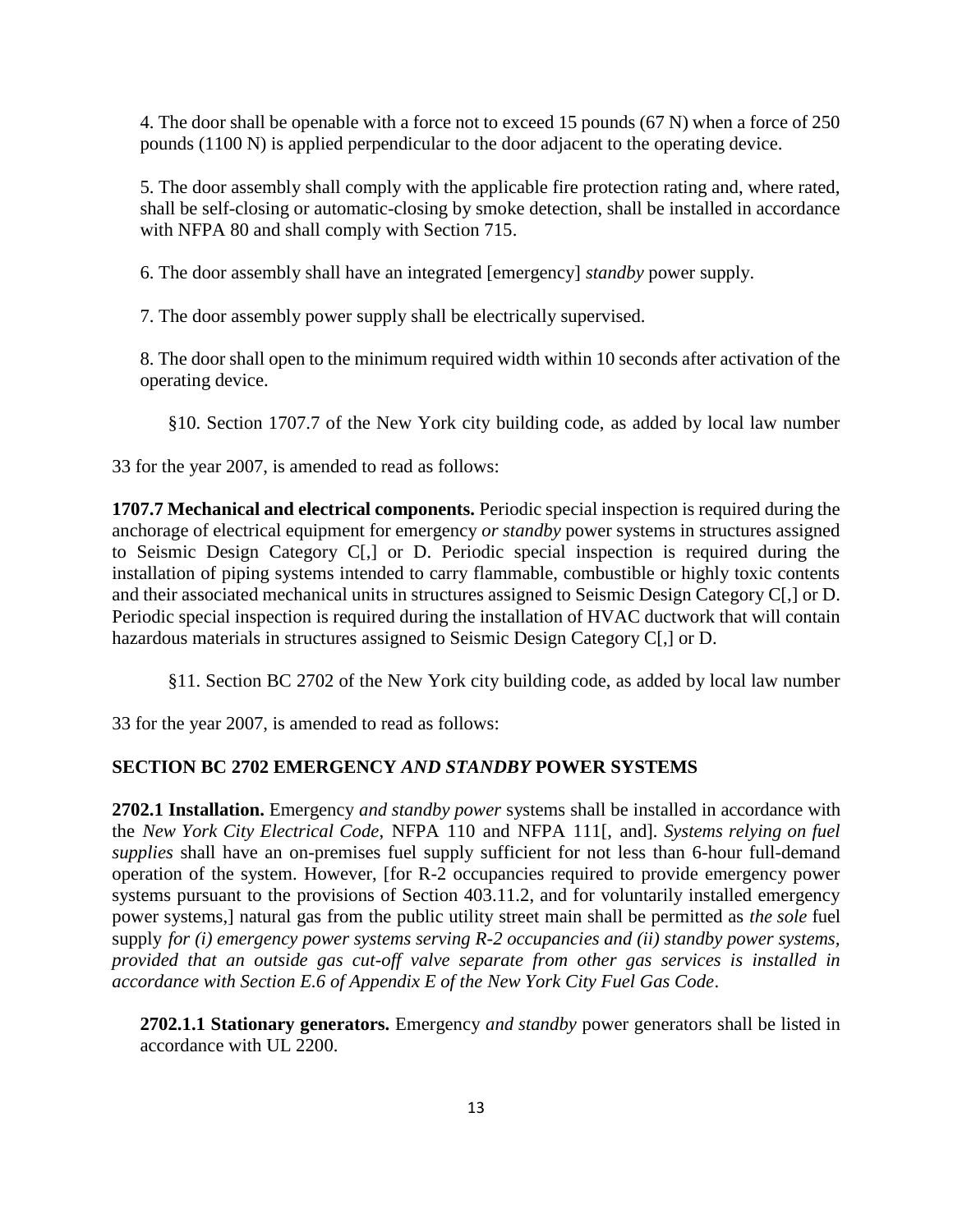4. The door shall be openable with a force not to exceed 15 pounds (67 N) when a force of 250 pounds (1100 N) is applied perpendicular to the door adjacent to the operating device.

5. The door assembly shall comply with the applicable fire protection rating and, where rated, shall be self-closing or automatic-closing by smoke detection, shall be installed in accordance with NFPA 80 and shall comply with Section 715.

6. The door assembly shall have an integrated [emergency] *standby* power supply.

7. The door assembly power supply shall be electrically supervised.

8. The door shall open to the minimum required width within 10 seconds after activation of the operating device.

§10. Section 1707.7 of the New York city building code, as added by local law number 33 for the year 2007, is amended to read as follows:

**1707.7 Mechanical and electrical components.** Periodic special inspection is required during the anchorage of electrical equipment for emergency *or standby* power systems in structures assigned to Seismic Design Category C[,] or D. Periodic special inspection is required during the installation of piping systems intended to carry flammable, combustible or highly toxic contents and their associated mechanical units in structures assigned to Seismic Design Category C[,] or D. Periodic special inspection is required during the installation of HVAC ductwork that will contain hazardous materials in structures assigned to Seismic Design Category C[,] or D.

§11. Section BC 2702 of the New York city building code, as added by local law number 33 for the year 2007, is amended to read as follows:

**SECTION BC 2702 EMERGENCY *AND STANDBY* POWER SYSTEMS**

**2702.1 Installation.** Emergency *and standby power* systems shall be installed in accordance with the *New York City Electrical Code*, NFPA 110 and NFPA 111[, and]. *Systems relying on fuel supplies* shall have an on-premises fuel supply sufficient for not less than 6-hour full-demand operation of the system. However, [for R-2 occupancies required to provide emergency power systems pursuant to the provisions of Section 403.11.2, and for voluntarily installed emergency power systems,] natural gas from the public utility street main shall be permitted as *the sole* fuel supply *for (i) emergency power systems serving R-2 occupancies and (ii) standby power systems, provided that an outside gas cut-off valve separate from other gas services is installed in accordance with Section E.6 of Appendix E of the New York City Fuel Gas Code*.

**2702.1.1 Stationary generators.** Emergency *and standby* power generators shall be listed in accordance with UL 2200.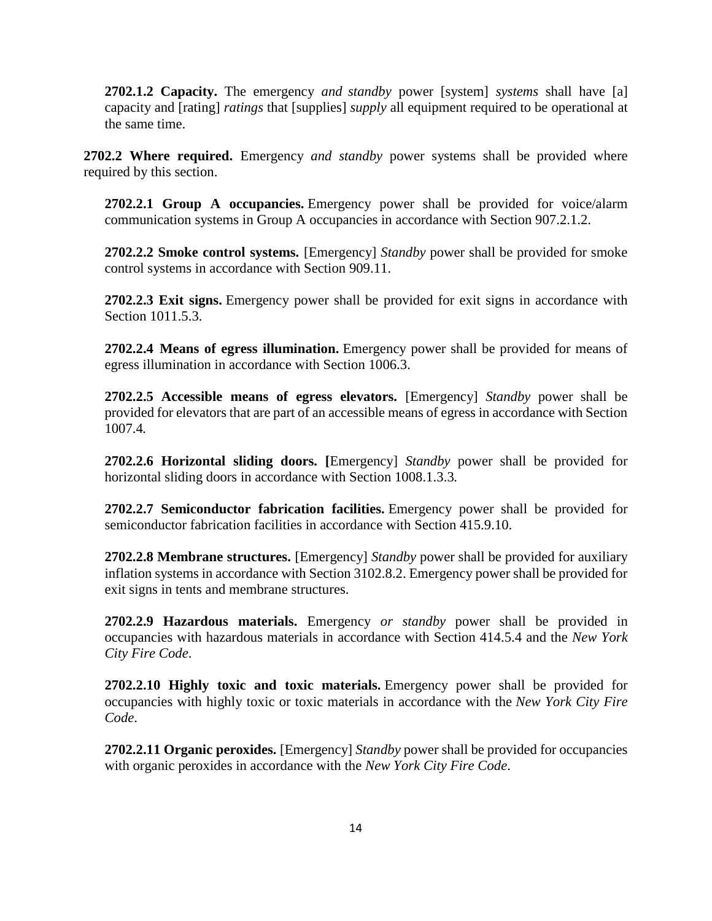**2702.1.2 Capacity.** The emergency *and standby* power [system] *systems* shall have [a] capacity and [rating] *ratings* that [supplies] *supply* all equipment required to be operational at the same time.

**2702.2 Where required.** Emergency *and standby* power systems shall be provided where required by this section.

**2702.2.1 Group A occupancies.** Emergency power shall be provided for voice/alarm communication systems in Group A occupancies in accordance with Section 907.2.1.2.

**2702.2.2 Smoke control systems.** [Emergency] *Standby* power shall be provided for smoke control systems in accordance with Section 909.11.

**2702.2.3 Exit signs.** Emergency power shall be provided for exit signs in accordance with Section 1011.5.3.

**2702.2.4 Means of egress illumination.** Emergency power shall be provided for means of egress illumination in accordance with Section 1006.3.

**2702.2.5 Accessible means of egress elevators.** [Emergency] *Standby* power shall be provided for elevators that are part of an accessible means of egress in accordance with Section 1007.4*.*

**2702.2.6 Horizontal sliding doors. [**Emergency] *Standby* power shall be provided for horizontal sliding doors in accordance with Section 1008.1.3.3*.*

**2702.2.7 Semiconductor fabrication facilities.** Emergency power shall be provided for semiconductor fabrication facilities in accordance with Section 415.9.10.

**2702.2.8 Membrane structures.** [Emergency] *Standby* power shall be provided for auxiliary inflation systems in accordance with Section 3102.8.2. Emergency power shall be provided for exit signs in tents and membrane structures.

**2702.2.9 Hazardous materials.** Emergency *or standby* power shall be provided in occupancies with hazardous materials in accordance with Section 414.5.4 and the *New York City Fire Code*.

**2702.2.10 Highly toxic and toxic materials.** Emergency power shall be provided for occupancies with highly toxic or toxic materials in accordance with the *New York City Fire Code*.

**2702.2.11 Organic peroxides.** [Emergency] *Standby* power shall be provided for occupancies with organic peroxides in accordance with the *New York City Fire Code*.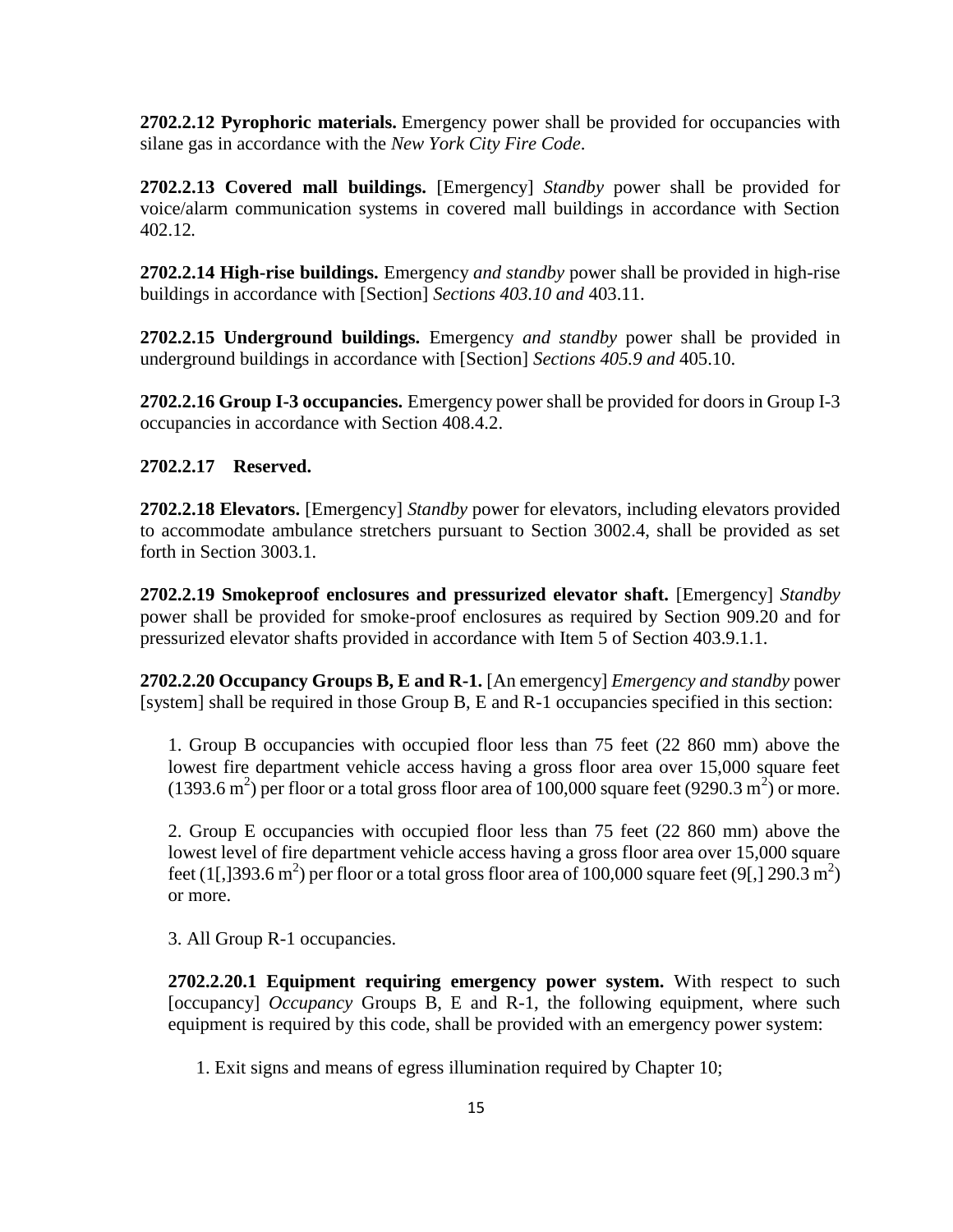**2702.2.12 Pyrophoric materials.** Emergency power shall be provided for occupancies with silane gas in accordance with the *New York City Fire Code*.

**2702.2.13 Covered mall buildings.** [Emergency] *Standby* power shall be provided for voice/alarm communication systems in covered mall buildings in accordance with Section 402.12.

**2702.2.14 High-rise buildings.** Emergency *and standby* power shall be provided in high-rise buildings in accordance with [Section] *Sections 403.10 and* 403.11.

**2702.2.15 Underground buildings.** Emergency *and standby* power shall be provided in underground buildings in accordance with [Section] *Sections 405.9 and* 405.10.

**2702.2.16 Group I-3 occupancies.** Emergency power shall be provided for doors in Group I-3 occupancies in accordance with Section 408.4.2.

**2702.2.17 Reserved.**

**2702.2.18 Elevators.** [Emergency] *Standby* power for elevators, including elevators provided to accommodate ambulance stretchers pursuant to Section 3002.4, shall be provided as set forth in Section 3003.1.

**2702.2.19 Smokeproof enclosures and pressurized elevator shaft.** [Emergency] *Standby* power shall be provided for smoke-proof enclosures as required by Section 909.20 and for pressurized elevator shafts provided in accordance with Item 5 of Section 403.9.1.1.

**2702.2.20 Occupancy Groups B, E and R-1.** [An emergency] *Emergency and standby* power [system] shall be required in those Group B, E and R-1 occupancies specified in this section:

1. Group B occupancies with occupied floor less than 75 feet (22 860 mm) above the lowest fire department vehicle access having a gross floor area over 15,000 square feet (1393.6 $m^2$) per floor or a total gross floor area of 100,000 square feet (9290.3 $m^2$) or more.

2. Group E occupancies with occupied floor less than 75 feet (22 860 mm) above the lowest level of fire department vehicle access having a gross floor area over 15,000 square feet (1[,]393.6 $m^2$) per floor or a total gross floor area of 100,000 square feet (9[,] 290.3 $m^2$) or more.

3. All Group R-1 occupancies.

**2702.2.20.1 Equipment requiring emergency power system.** With respect to such [occupancy] *Occupancy* Groups B, E and R-1, the following equipment, where such equipment is required by this code, shall be provided with an emergency power system:

1. Exit signs and means of egress illumination required by Chapter 10;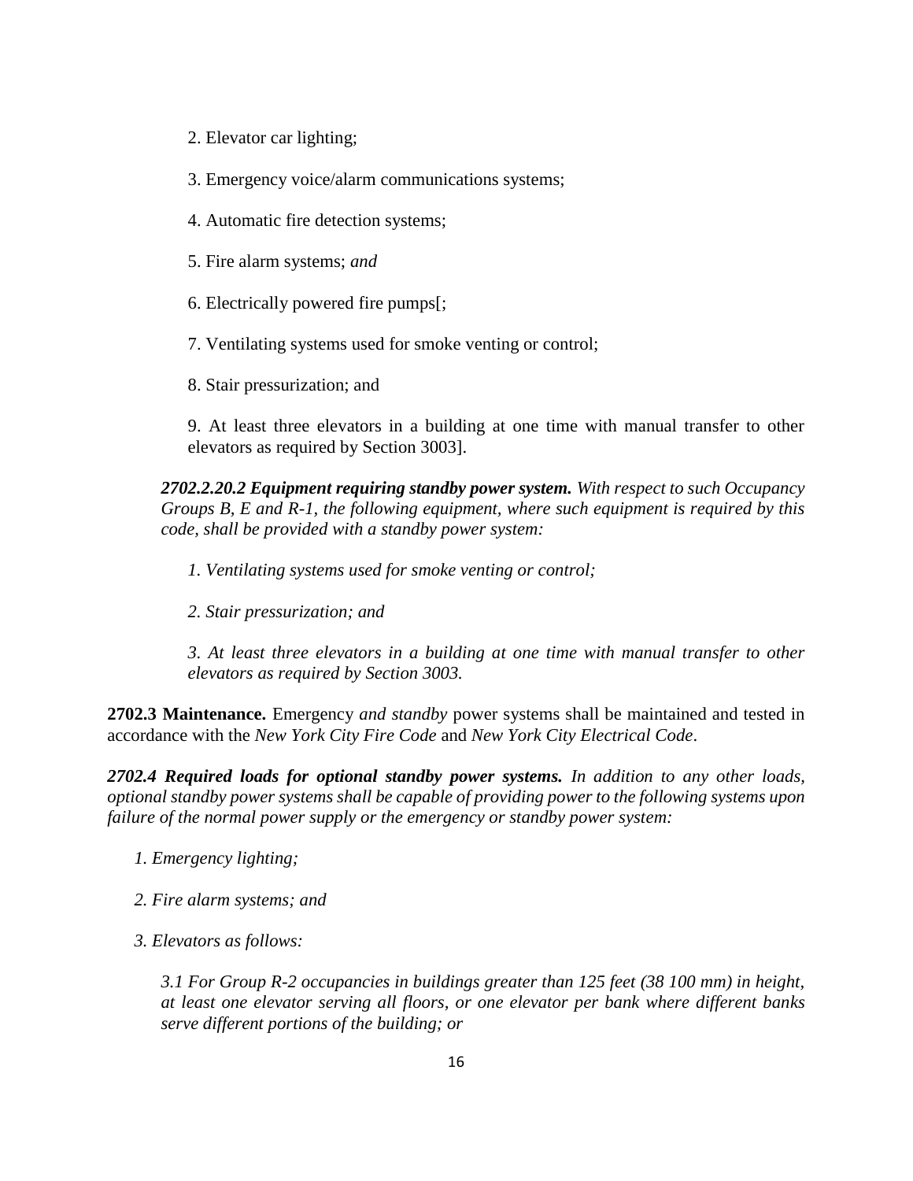2. Elevator car lighting;

3. Emergency voice/alarm communications systems;

4. Automatic fire detection systems;

5. Fire alarm systems; *and*

6. Electrically powered fire pumps[;

7. Ventilating systems used for smoke venting or control;

8. Stair pressurization; and

9. At least three elevators in a building at one time with manual transfer to other elevators as required by Section 3003].

***2702.2.20.2 Equipment requiring standby power system.*** *With respect to such Occupancy Groups B, E and R-1, the following equipment, where such equipment is required by this code, shall be provided with a standby power system:*

*1. Ventilating systems used for smoke venting or control;*

*2. Stair pressurization; and*

*3. At least three elevators in a building at one time with manual transfer to other elevators as required by Section 3003.*

**2702.3 Maintenance.** Emergency *and standby* power systems shall be maintained and tested in accordance with the *New York City Fire Code* and *New York City Electrical Code*.

***2702.4 Required loads for optional standby power systems.*** *In addition to any other loads, optional standby power systems shall be capable of providing power to the following systems upon failure of the normal power supply or the emergency or standby power system:*

*1. Emergency lighting;*

*2. Fire alarm systems; and*

*3. Elevators as follows:*

*3.1 For Group R-2 occupancies in buildings greater than 125 feet (38 100 mm) in height, at least one elevator serving all floors, or one elevator per bank where different banks serve different portions of the building; or*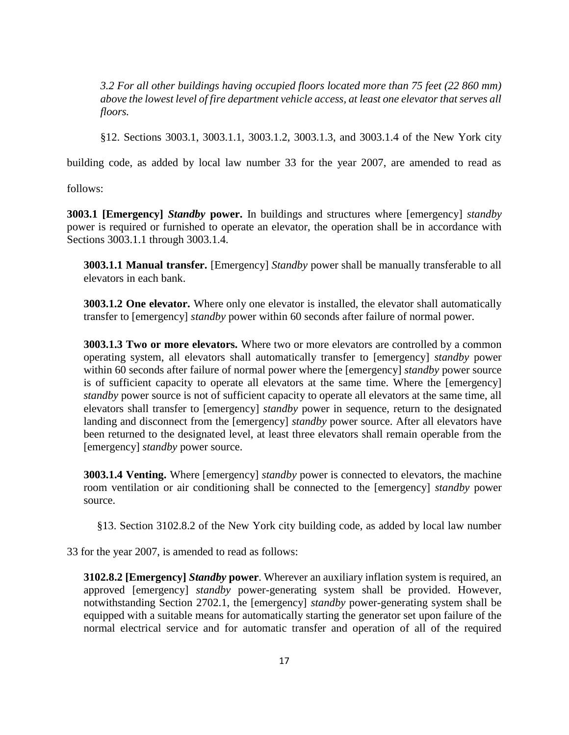*3.2 For all other buildings having occupied floors located more than 75 feet (22 860 mm) above the lowest level of fire department vehicle access, at least one elevator that serves all floors.*

§12. Sections 3003.1, 3003.1.1, 3003.1.2, 3003.1.3, and 3003.1.4 of the New York city building code, as added by local law number 33 for the year 2007, are amended to read as follows:

**3003.1 [Emergency] *Standby* power.** In buildings and structures where [emergency] *standby* power is required or furnished to operate an elevator, the operation shall be in accordance with Sections 3003.1.1 through 3003.1.4.

**3003.1.1 Manual transfer.** [Emergency] *Standby* power shall be manually transferable to all elevators in each bank.

**3003.1.2 One elevator.** Where only one elevator is installed, the elevator shall automatically transfer to [emergency] *standby* power within 60 seconds after failure of normal power.

**3003.1.3 Two or more elevators.** Where two or more elevators are controlled by a common operating system, all elevators shall automatically transfer to [emergency] *standby* power within 60 seconds after failure of normal power where the [emergency] *standby* power source is of sufficient capacity to operate all elevators at the same time. Where the [emergency] *standby* power source is not of sufficient capacity to operate all elevators at the same time, all elevators shall transfer to [emergency] *standby* power in sequence, return to the designated landing and disconnect from the [emergency] *standby* power source. After all elevators have been returned to the designated level, at least three elevators shall remain operable from the [emergency] *standby* power source.

**3003.1.4 Venting.** Where [emergency] *standby* power is connected to elevators, the machine room ventilation or air conditioning shall be connected to the [emergency] *standby* power source.

§13. Section 3102.8.2 of the New York city building code, as added by local law number 33 for the year 2007, is amended to read as follows:

**3102.8.2 [Emergency] *Standby* power**. Wherever an auxiliary inflation system is required, an approved [emergency] *standby* power-generating system shall be provided. However, notwithstanding Section 2702.1, the [emergency] *standby* power-generating system shall be equipped with a suitable means for automatically starting the generator set upon failure of the normal electrical service and for automatic transfer and operation of all of the required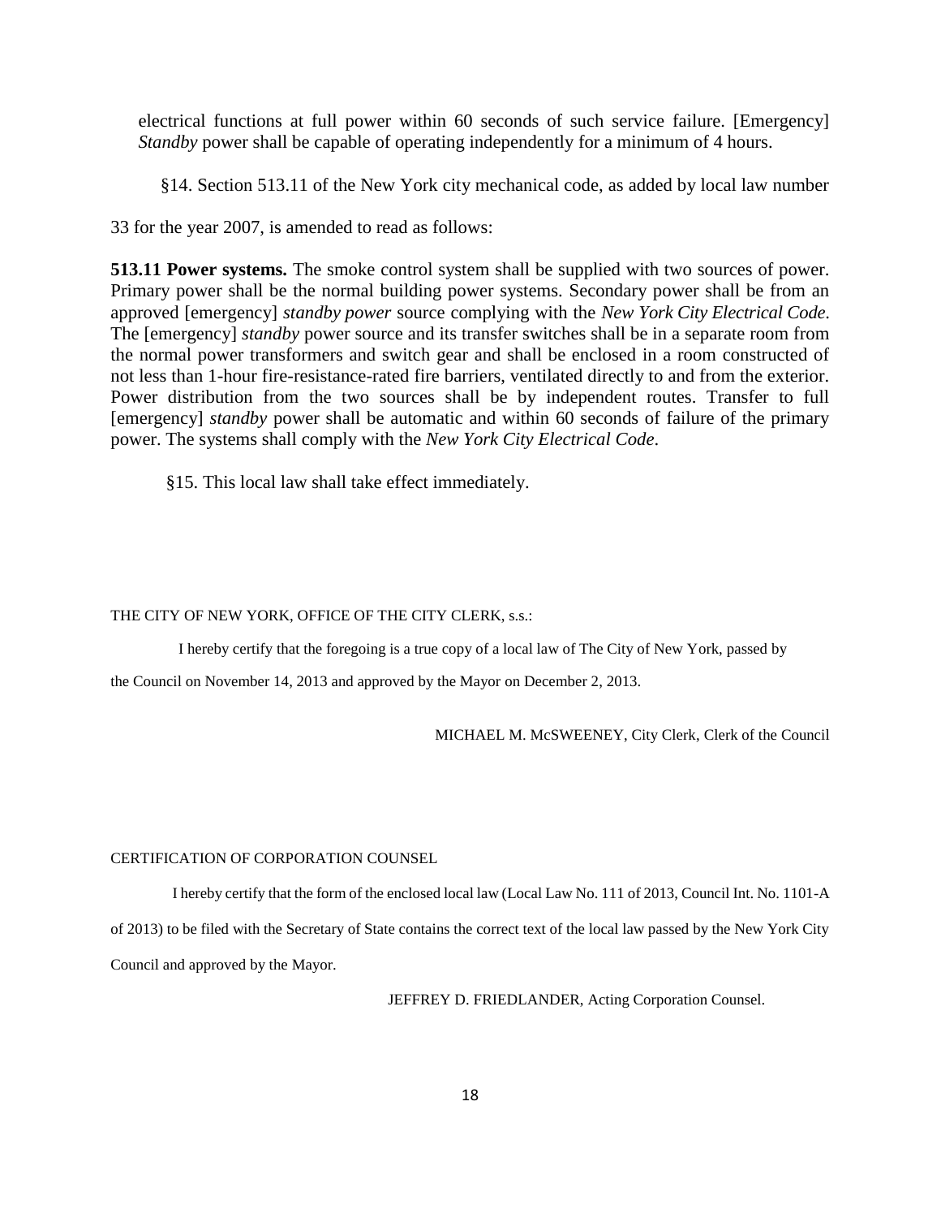electrical functions at full power within 60 seconds of such service failure. [Emergency] *Standby* power shall be capable of operating independently for a minimum of 4 hours.

§14. Section 513.11 of the New York city mechanical code, as added by local law number 33 for the year 2007, is amended to read as follows:

**513.11 Power systems.** The smoke control system shall be supplied with two sources of power. Primary power shall be the normal building power systems. Secondary power shall be from an approved [emergency] *standby power* source complying with the *New York City Electrical Code.* The [emergency] *standby* power source and its transfer switches shall be in a separate room from the normal power transformers and switch gear and shall be enclosed in a room constructed of not less than 1-hour fire-resistance-rated fire barriers, ventilated directly to and from the exterior. Power distribution from the two sources shall be by independent routes. Transfer to full [emergency] *standby* power shall be automatic and within 60 seconds of failure of the primary power. The systems shall comply with the *New York City Electrical Code*.

§15. This local law shall take effect immediately.

THE CITY OF NEW YORK, OFFICE OF THE CITY CLERK, s.s.:

I hereby certify that the foregoing is a true copy of a local law of The City of New York, passed by the Council on November 14, 2013 and approved by the Mayor on December 2, 2013.

MICHAEL M. McSWEENEY, City Clerk, Clerk of the Council

CERTIFICATION OF CORPORATION COUNSEL

I hereby certify that the form of the enclosed local law (Local Law No. 111 of 2013, Council Int. No. 1101-A of 2013) to be filed with the Secretary of State contains the correct text of the local law passed by the New York City Council and approved by the Mayor.

JEFFREY D. FRIEDLANDER, Acting Corporation Counsel.